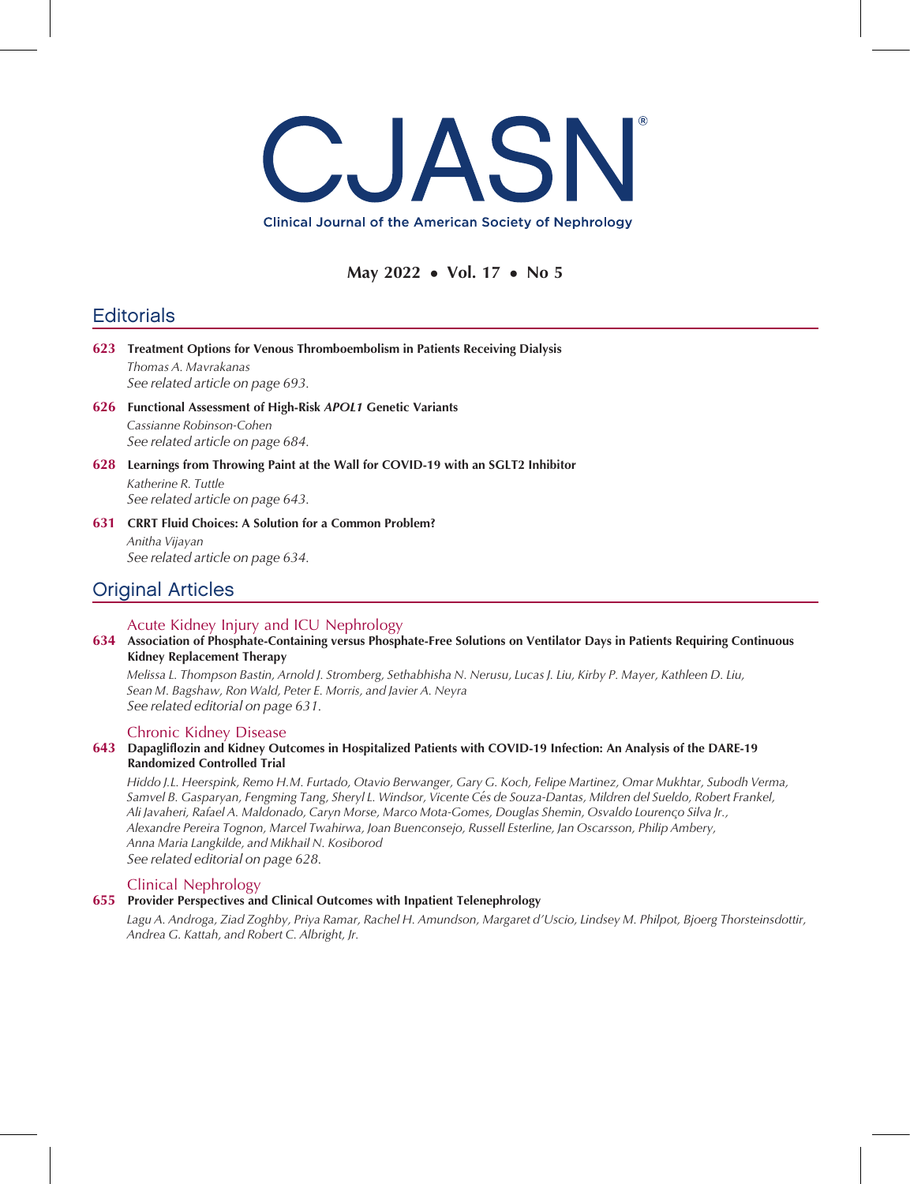# CJASN®

Clinical Journal of the American Society of Nephrology

**May 2022 • Vol. 17 • No 5**

## Editorials

**623 Treatment Options for Venous Thromboembolism in Patients Receiving Dialysis**
*Thomas A. Mavrakanas*
*See related article on page 693.*

**626 Functional Assessment of High-Risk *APOL1* Genetic Variants**
*Cassianne Robinson-Cohen*
*See related article on page 684.*

**628 Learnings from Throwing Paint at the Wall for COVID-19 with an SGLT2 Inhibitor**
*Katherine R. Tuttle*
*See related article on page 643.*

**631 CRRT Fluid Choices: A Solution for a Common Problem?**
*Anitha Vijayan*
*See related article on page 634.*

## Original Articles

### Acute Kidney Injury and ICU Nephrology

**634 Association of Phosphate-Containing versus Phosphate-Free Solutions on Ventilator Days in Patients Requiring Continuous Kidney Replacement Therapy**
*Melissa L. Thompson Bastin, Arnold J. Stromberg, Sethabhisha N. Nerusu, Lucas J. Liu, Kirby P. Mayer, Kathleen D. Liu, Sean M. Bagshaw, Ron Wald, Peter E. Morris, and Javier A. Neyra*
*See related editorial on page 631.*

### Chronic Kidney Disease

**643 Dapagliflozin and Kidney Outcomes in Hospitalized Patients with COVID-19 Infection: An Analysis of the DARE-19 Randomized Controlled Trial**
*Hiddo J.L. Heerspink, Remo H.M. Furtado, Otavio Berwanger, Gary G. Koch, Felipe Martinez, Omar Mukhtar, Subodh Verma, Samvel B. Gasparyan, Fengming Tang, Sheryl L. Windsor, Vicente Cés de Souza-Dantas, Mildren del Sueldo, Robert Frankel, Ali Javaheri, Rafael A. Maldonado, Caryn Morse, Marco Mota-Gomes, Douglas Shemin, Osvaldo Lourenço Silva Jr., Alexandre Pereira Tognon, Marcel Twahirwa, Joan Buenconsejo, Russell Esterline, Jan Oscarsson, Philip Ambery, Anna Maria Langkilde, and Mikhail N. Kosiborod*
*See related editorial on page 628.*

### Clinical Nephrology

**655 Provider Perspectives and Clinical Outcomes with Inpatient Telenephrology**
*Lagu A. Androga, Ziad Zoghby, Priya Ramar, Rachel H. Amundson, Margaret d'Uscio, Lindsey M. Philpot, Bjoerg Thorsteinsdottir, Andrea G. Kattah, and Robert C. Albright, Jr.*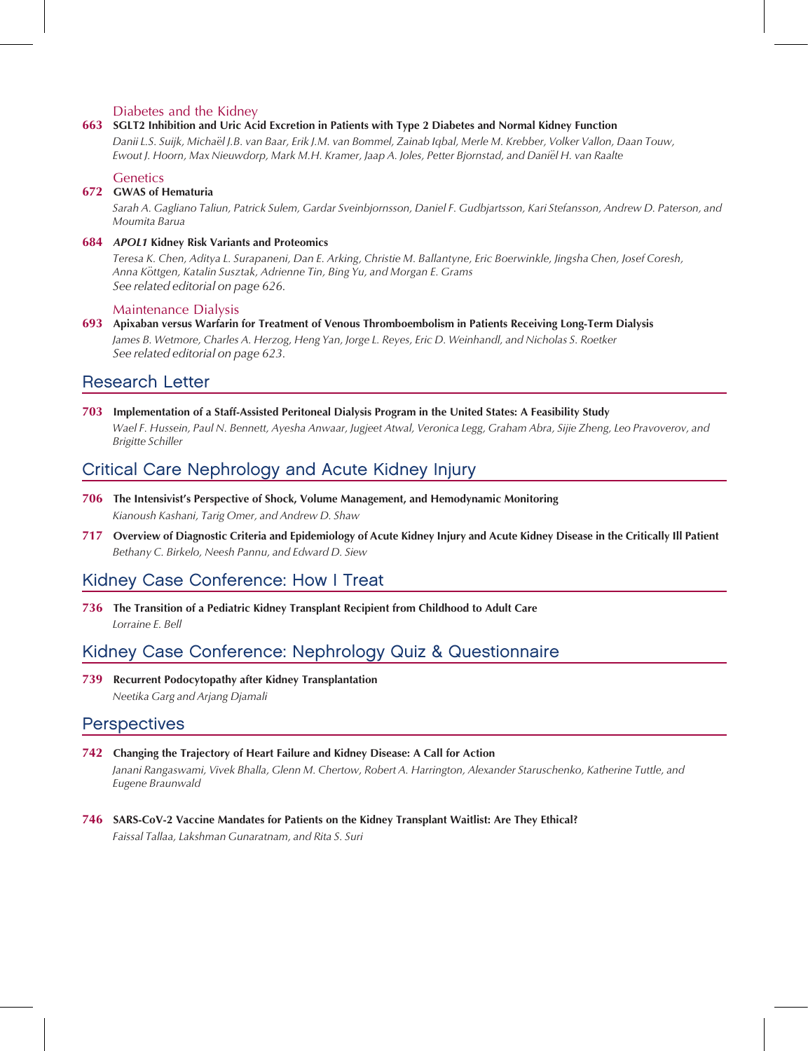### Diabetes and the Kidney

**663 SGLT2 Inhibition and Uric Acid Excretion in Patients with Type 2 Diabetes and Normal Kidney Function**
*Danii L.S. Suijk, Michaël J.B. van Baar, Erik J.M. van Bommel, Zainab Iqbal, Merle M. Krebber, Volker Vallon, Daan Touw, Ewout J. Hoorn, Max Nieuwdorp, Mark M.H. Kramer, Jaap A. Joles, Petter Bjornstad, and Daniël H. van Raalte*

### Genetics

**672 GWAS of Hematuria**
*Sarah A. Gagliano Taliun, Patrick Sulem, Gardar Sveinbjornsson, Daniel F. Gudbjartsson, Kari Stefansson, Andrew D. Paterson, and Moumita Barua*

**684 *APOL1* Kidney Risk Variants and Proteomics**
*Teresa K. Chen, Aditya L. Surapaneni, Dan E. Arking, Christie M. Ballantyne, Eric Boerwinkle, Jingsha Chen, Josef Coresh, Anna Köttgen, Katalin Susztak, Adrienne Tin, Bing Yu, and Morgan E. Grams*
*See related editorial on page 626.*

### Maintenance Dialysis

**693 Apixaban versus Warfarin for Treatment of Venous Thromboembolism in Patients Receiving Long-Term Dialysis**
*James B. Wetmore, Charles A. Herzog, Heng Yan, Jorge L. Reyes, Eric D. Weinhandl, and Nicholas S. Roetker*
*See related editorial on page 623.*

## Research Letter

**703 Implementation of a Staff-Assisted Peritoneal Dialysis Program in the United States: A Feasibility Study**
*Wael F. Hussein, Paul N. Bennett, Ayesha Anwaar, Jugjeet Atwal, Veronica Legg, Graham Abra, Sijie Zheng, Leo Pravoverov, and Brigitte Schiller*

## Critical Care Nephrology and Acute Kidney Injury

**706 The Intensivist's Perspective of Shock, Volume Management, and Hemodynamic Monitoring**
*Kianoush Kashani, Tarig Omer, and Andrew D. Shaw*

**717 Overview of Diagnostic Criteria and Epidemiology of Acute Kidney Injury and Acute Kidney Disease in the Critically Ill Patient**
*Bethany C. Birkelo, Neesh Pannu, and Edward D. Siew*

## Kidney Case Conference: How I Treat

**736 The Transition of a Pediatric Kidney Transplant Recipient from Childhood to Adult Care**
*Lorraine E. Bell*

## Kidney Case Conference: Nephrology Quiz & Questionnaire

**739 Recurrent Podocytopathy after Kidney Transplantation**
*Neetika Garg and Arjang Djamali*

## Perspectives

**742 Changing the Trajectory of Heart Failure and Kidney Disease: A Call for Action**
*Janani Rangaswami, Vivek Bhalla, Glenn M. Chertow, Robert A. Harrington, Alexander Staruschenko, Katherine Tuttle, and Eugene Braunwald*

**746 SARS-CoV-2 Vaccine Mandates for Patients on the Kidney Transplant Waitlist: Are They Ethical?**
*Faissal Tallaa, Lakshman Gunaratnam, and Rita S. Suri*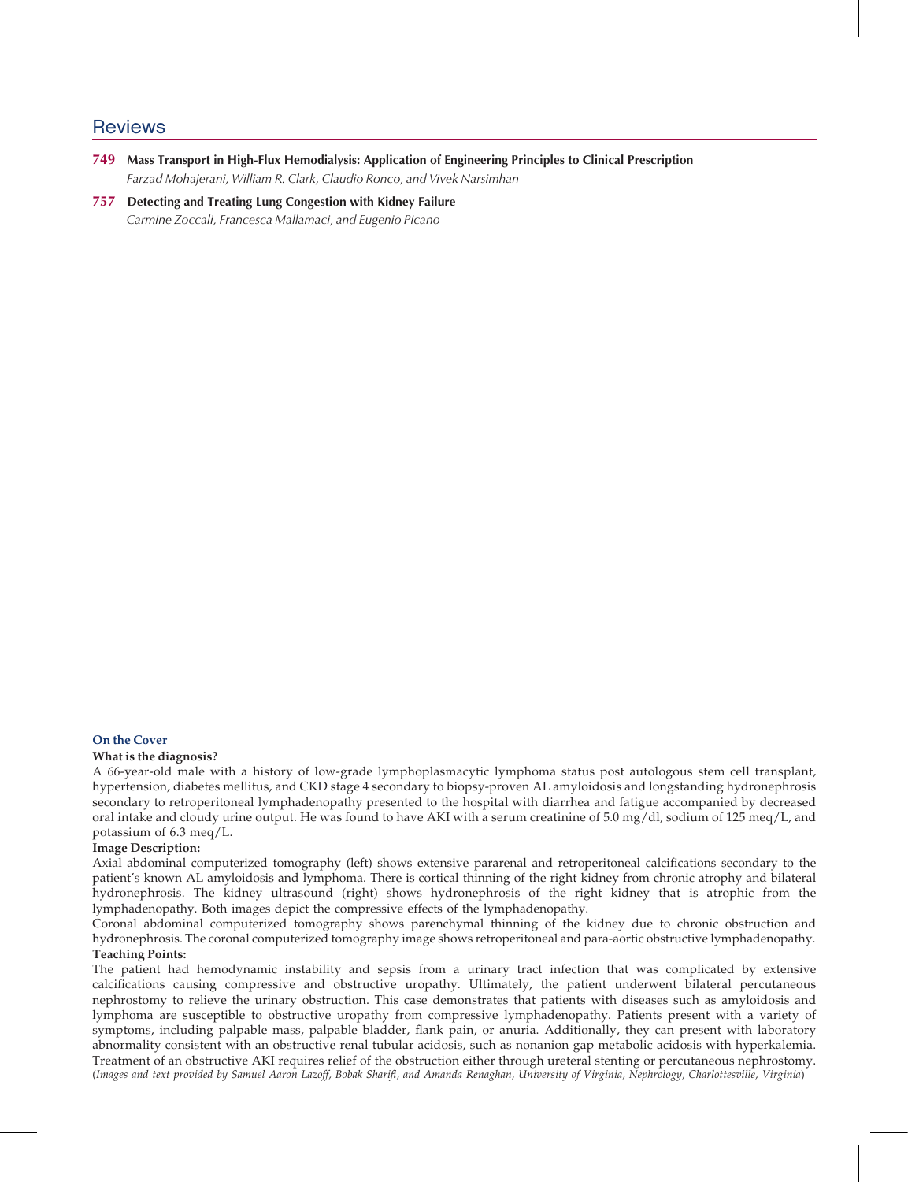## Reviews

**749 Mass Transport in High-Flux Hemodialysis: Application of Engineering Principles to Clinical Prescription**
*Farzad Mohajerani, William R. Clark, Claudio Ronco, and Vivek Narsimhan*

**757 Detecting and Treating Lung Congestion with Kidney Failure**
*Carmine Zoccali, Francesca Mallamaci, and Eugenio Picano*

### On the Cover

**What is the diagnosis?**

A 66-year-old male with a history of low-grade lymphoplasmacytic lymphoma status post autologous stem cell transplant, hypertension, diabetes mellitus, and CKD stage 4 secondary to biopsy-proven AL amyloidosis and longstanding hydronephrosis secondary to retroperitoneal lymphadenopathy presented to the hospital with diarrhea and fatigue accompanied by decreased oral intake and cloudy urine output. He was found to have AKI with a serum creatinine of 5.0 mg/dl, sodium of 125 meq/L, and potassium of 6.3 meq/L.

**Image Description:**

Axial abdominal computerized tomography (left) shows extensive pararenal and retroperitoneal calcifications secondary to the patient's known AL amyloidosis and lymphoma. There is cortical thinning of the right kidney from chronic atrophy and bilateral hydronephrosis. The kidney ultrasound (right) shows hydronephrosis of the right kidney that is atrophic from the lymphadenopathy. Both images depict the compressive effects of the lymphadenopathy.

Coronal abdominal computerized tomography shows parenchymal thinning of the kidney due to chronic obstruction and hydronephrosis. The coronal computerized tomography image shows retroperitoneal and para-aortic obstructive lymphadenopathy.

**Teaching Points:**

The patient had hemodynamic instability and sepsis from a urinary tract infection that was complicated by extensive calcifications causing compressive and obstructive uropathy. Ultimately, the patient underwent bilateral percutaneous nephrostomy to relieve the urinary obstruction. This case demonstrates that patients with diseases such as amyloidosis and lymphoma are susceptible to obstructive uropathy from compressive lymphadenopathy. Patients present with a variety of symptoms, including palpable mass, palpable bladder, flank pain, or anuria. Additionally, they can present with laboratory abnormality consistent with an obstructive renal tubular acidosis, such as nonanion gap metabolic acidosis with hyperkalemia. Treatment of an obstructive AKI requires relief of the obstruction either through ureteral stenting or percutaneous nephrostomy.

(*Images and text provided by Samuel Aaron Lazoff, Bobak Sharifi, and Amanda Renaghan, University of Virginia, Nephrology, Charlottesville, Virginia*)